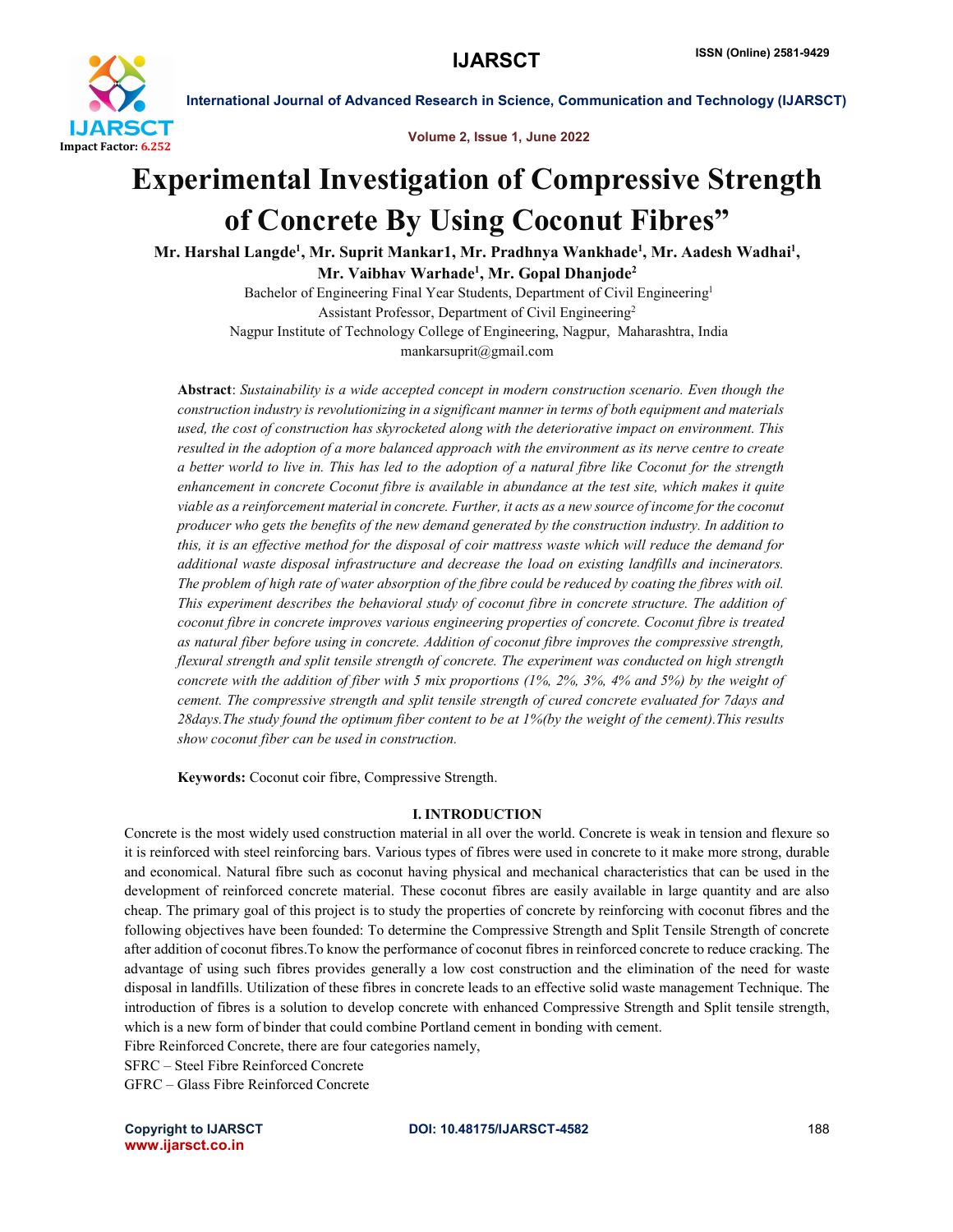# Experimental Investigation of Compressive Strength of Concrete By Using Coconut Fibres"

**Mr. Harshal Langde[1], Mr. Suprit Mankar1, Mr. Pradhnya Wankhade[1], Mr. Aadesh Wadhai[1], Mr. Vaibhav Warhade[1], Mr. Gopal Dhanjode[2]**

Bachelor of Engineering Final Year Students, Department of Civil Engineering[1]
Assistant Professor, Department of Civil Engineering[2]
Nagpur Institute of Technology College of Engineering, Nagpur, Maharashtra, India
mankarsuprit@gmail.com

**Abstract**: *Sustainability is a wide accepted concept in modern construction scenario. Even though the construction industry is revolutionizing in a significant manner in terms of both equipment and materials used, the cost of construction has skyrocketed along with the deteriorative impact on environment. This resulted in the adoption of a more balanced approach with the environment as its nerve centre to create a better world to live in. This has led to the adoption of a natural fibre like Coconut for the strength enhancement in concrete Coconut fibre is available in abundance at the test site, which makes it quite viable as a reinforcement material in concrete. Further, it acts as a new source of income for the coconut producer who gets the benefits of the new demand generated by the construction industry. In addition to this, it is an effective method for the disposal of coir mattress waste which will reduce the demand for additional waste disposal infrastructure and decrease the load on existing landfills and incinerators. The problem of high rate of water absorption of the fibre could be reduced by coating the fibres with oil. This experiment describes the behavioral study of coconut fibre in concrete structure. The addition of coconut fibre in concrete improves various engineering properties of concrete. Coconut fibre is treated as natural fiber before using in concrete. Addition of coconut fibre improves the compressive strength, flexural strength and split tensile strength of concrete. The experiment was conducted on high strength concrete with the addition of fiber with 5 mix proportions (1%, 2%, 3%, 4% and 5%) by the weight of cement. The compressive strength and split tensile strength of cured concrete evaluated for 7days and 28days.The study found the optimum fiber content to be at 1%(by the weight of the cement).This results show coconut fiber can be used in construction.*

**Keywords:** Coconut coir fibre, Compressive Strength.

## I. INTRODUCTION

Concrete is the most widely used construction material in all over the world. Concrete is weak in tension and flexure so it is reinforced with steel reinforcing bars. Various types of fibres were used in concrete to it make more strong, durable and economical. Natural fibre such as coconut having physical and mechanical characteristics that can be used in the development of reinforced concrete material. These coconut fibres are easily available in large quantity and are also cheap. The primary goal of this project is to study the properties of concrete by reinforcing with coconut fibres and the following objectives have been founded: To determine the Compressive Strength and Split Tensile Strength of concrete after addition of coconut fibres.To know the performance of coconut fibres in reinforced concrete to reduce cracking. The advantage of using such fibres provides generally a low cost construction and the elimination of the need for waste disposal in landfills. Utilization of these fibres in concrete leads to an effective solid waste management Technique. The introduction of fibres is a solution to develop concrete with enhanced Compressive Strength and Split tensile strength, which is a new form of binder that could combine Portland cement in bonding with cement.

Fibre Reinforced Concrete, there are four categories namely,

SFRC – Steel Fibre Reinforced Concrete

GFRC – Glass Fibre Reinforced Concrete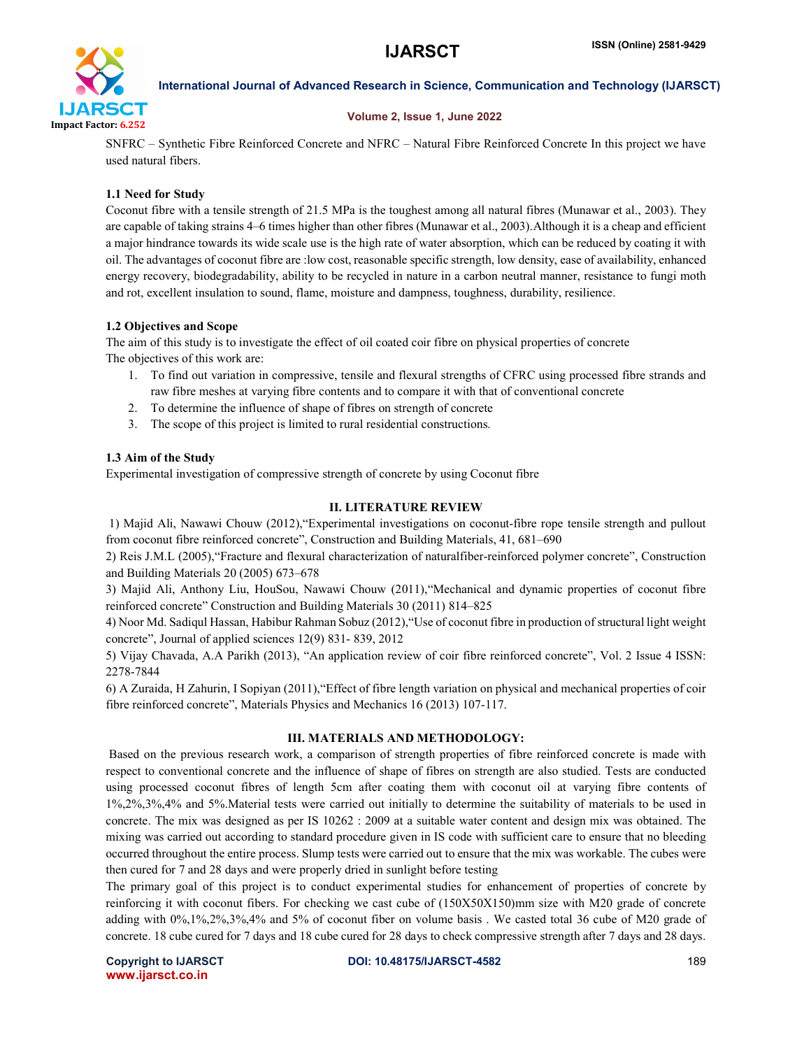SNFRC – Synthetic Fibre Reinforced Concrete and NFRC – Natural Fibre Reinforced Concrete In this project we have used natural fibers.

### 1.1 Need for Study

Coconut fibre with a tensile strength of 21.5 MPa is the toughest among all natural fibres (Munawar et al., 2003). They are capable of taking strains 4–6 times higher than other fibres (Munawar et al., 2003).Although it is a cheap and efficient a major hindrance towards its wide scale use is the high rate of water absorption, which can be reduced by coating it with oil. The advantages of coconut fibre are :low cost, reasonable specific strength, low density, ease of availability, enhanced energy recovery, biodegradability, ability to be recycled in nature in a carbon neutral manner, resistance to fungi moth and rot, excellent insulation to sound, flame, moisture and dampness, toughness, durability, resilience.

### 1.2 Objectives and Scope

The aim of this study is to investigate the effect of oil coated coir fibre on physical properties of concrete

The objectives of this work are:

1. To find out variation in compressive, tensile and flexural strengths of CFRC using processed fibre strands and raw fibre meshes at varying fibre contents and to compare it with that of conventional concrete
2. To determine the influence of shape of fibres on strength of concrete
3. The scope of this project is limited to rural residential constructions.

### 1.3 Aim of the Study

Experimental investigation of compressive strength of concrete by using Coconut fibre

## II. LITERATURE REVIEW

1) Majid Ali, Nawawi Chouw (2012),"Experimental investigations on coconut-fibre rope tensile strength and pullout from coconut fibre reinforced concrete", Construction and Building Materials, 41, 681–690

2) Reis J.M.L (2005),"Fracture and flexural characterization of naturalfiber-reinforced polymer concrete", Construction and Building Materials 20 (2005) 673–678

3) Majid Ali, Anthony Liu, HouSou, Nawawi Chouw (2011),"Mechanical and dynamic properties of coconut fibre reinforced concrete" Construction and Building Materials 30 (2011) 814–825

4) Noor Md. Sadiqul Hassan, Habibur Rahman Sobuz (2012),"Use of coconut fibre in production of structural light weight concrete", Journal of applied sciences 12(9) 831- 839, 2012

5) Vijay Chavada, A.A Parikh (2013), "An application review of coir fibre reinforced concrete", Vol. 2 Issue 4 ISSN: 2278-7844

6) A Zuraida, H Zahurin, I Sopiyan (2011),"Effect of fibre length variation on physical and mechanical properties of coir fibre reinforced concrete", Materials Physics and Mechanics 16 (2013) 107-117.

## III. MATERIALS AND METHODOLOGY:

Based on the previous research work, a comparison of strength properties of fibre reinforced concrete is made with respect to conventional concrete and the influence of shape of fibres on strength are also studied. Tests are conducted using processed coconut fibres of length 5cm after coating them with coconut oil at varying fibre contents of 1%,2%,3%,4% and 5%.Material tests were carried out initially to determine the suitability of materials to be used in concrete. The mix was designed as per IS 10262 : 2009 at a suitable water content and design mix was obtained. The mixing was carried out according to standard procedure given in IS code with sufficient care to ensure that no bleeding occurred throughout the entire process. Slump tests were carried out to ensure that the mix was workable. The cubes were then cured for 7 and 28 days and were properly dried in sunlight before testing

The primary goal of this project is to conduct experimental studies for enhancement of properties of concrete by reinforcing it with coconut fibers. For checking we cast cube of (150X50X150)mm size with M20 grade of concrete adding with 0%,1%,2%,3%,4% and 5% of coconut fiber on volume basis . We casted total 36 cube of M20 grade of concrete. 18 cube cured for 7 days and 18 cube cured for 28 days to check compressive strength after 7 days and 28 days.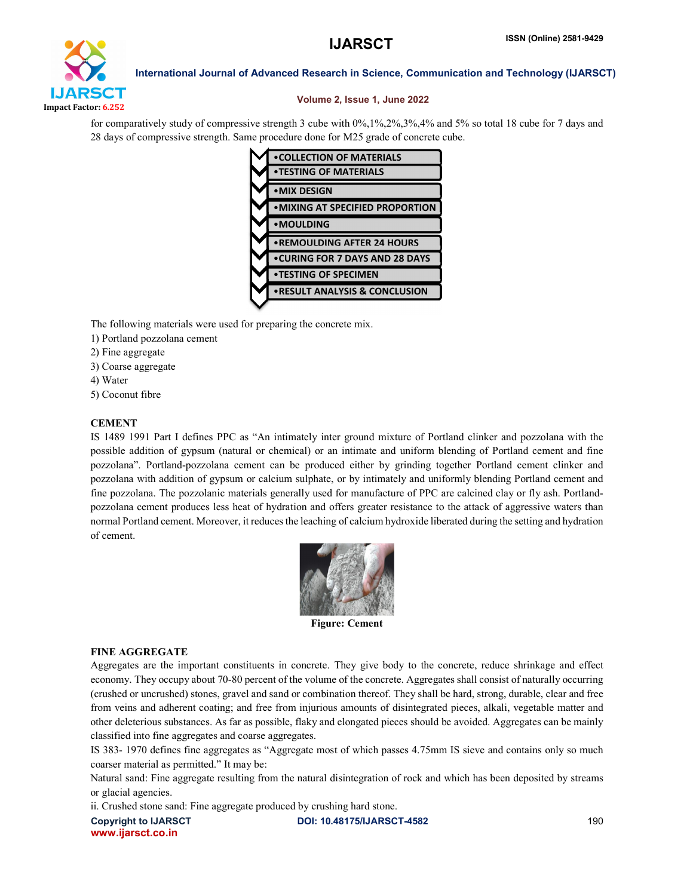for comparatively study of compressive strength 3 cube with 0%,1%,2%,3%,4% and 5% so total 18 cube for 7 days and 28 days of compressive strength. Same procedure done for M25 grade of concrete cube.

- COLLECTION OF MATERIALS
- TESTING OF MATERIALS
- MIX DESIGN
- MIXING AT SPECIFIED PROPORTION
- MOULDING
- REMOULDING AFTER 24 HOURS
- CURING FOR 7 DAYS AND 28 DAYS
- TESTING OF SPECIMEN
- RESULT ANALYSIS & CONCLUSION

The following materials were used for preparing the concrete mix.

1) Portland pozzolana cement
2) Fine aggregate
3) Coarse aggregate
4) Water
5) Coconut fibre

**CEMENT**

IS 1489 1991 Part I defines PPC as "An intimately inter ground mixture of Portland clinker and pozzolana with the possible addition of gypsum (natural or chemical) or an intimate and uniform blending of Portland cement and fine pozzolana". Portland-pozzolana cement can be produced either by grinding together Portland cement clinker and pozzolana with addition of gypsum or calcium sulphate, or by intimately and uniformly blending Portland cement and fine pozzolana. The pozzolanic materials generally used for manufacture of PPC are calcined clay or fly ash. Portland-pozzolana cement produces less heat of hydration and offers greater resistance to the attack of aggressive waters than normal Portland cement. Moreover, it reduces the leaching of calcium hydroxide liberated during the setting and hydration of cement.

**Figure: Cement**

**FINE AGGREGATE**

Aggregates are the important constituents in concrete. They give body to the concrete, reduce shrinkage and effect economy. They occupy about 70-80 percent of the volume of the concrete. Aggregates shall consist of naturally occurring (crushed or uncrushed) stones, gravel and sand or combination thereof. They shall be hard, strong, durable, clear and free from veins and adherent coating; and free from injurious amounts of disintegrated pieces, alkali, vegetable matter and other deleterious substances. As far as possible, flaky and elongated pieces should be avoided. Aggregates can be mainly classified into fine aggregates and coarse aggregates.

IS 383- 1970 defines fine aggregates as "Aggregate most of which passes 4.75mm IS sieve and contains only so much coarser material as permitted." It may be:

Natural sand: Fine aggregate resulting from the natural disintegration of rock and which has been deposited by streams or glacial agencies.

ii. Crushed stone sand: Fine aggregate produced by crushing hard stone.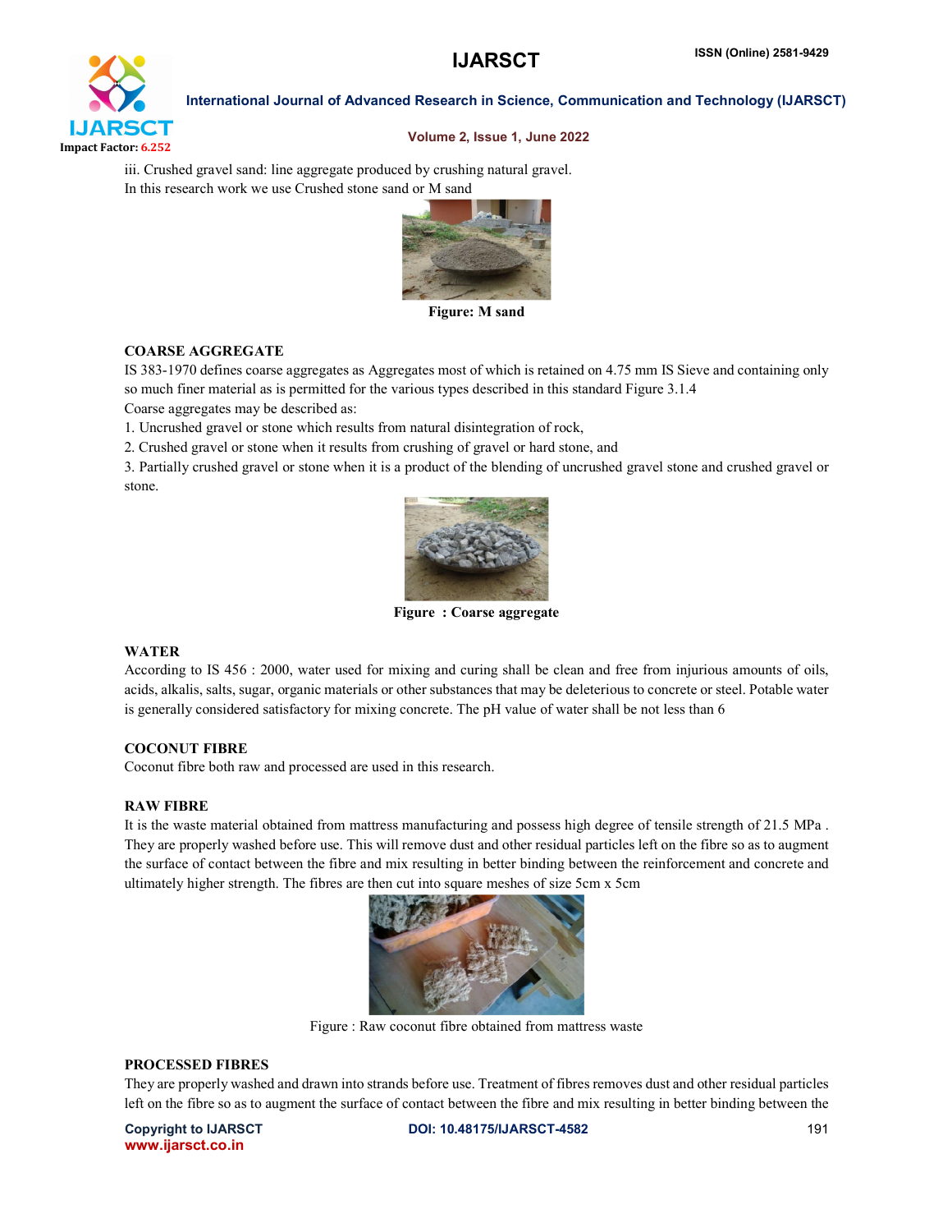iii. Crushed gravel sand: line aggregate produced by crushing natural gravel.
In this research work we use Crushed stone sand or M sand

**Figure: M sand**

### COARSE AGGREGATE

IS 383-1970 defines coarse aggregates as Aggregates most of which is retained on 4.75 mm IS Sieve and containing only so much finer material as is permitted for the various types described in this standard Figure 3.1.4

Coarse aggregates may be described as:

1. Uncrushed gravel or stone which results from natural disintegration of rock,
2. Crushed gravel or stone when it results from crushing of gravel or hard stone, and
3. Partially crushed gravel or stone when it is a product of the blending of uncrushed gravel stone and crushed gravel or stone.

**Figure : Coarse aggregate**

### WATER

According to IS 456 : 2000, water used for mixing and curing shall be clean and free from injurious amounts of oils, acids, alkalis, salts, sugar, organic materials or other substances that may be deleterious to concrete or steel. Potable water is generally considered satisfactory for mixing concrete. The pH value of water shall be not less than 6

### COCONUT FIBRE

Coconut fibre both raw and processed are used in this research.

### RAW FIBRE

It is the waste material obtained from mattress manufacturing and possess high degree of tensile strength of 21.5 MPa . They are properly washed before use. This will remove dust and other residual particles left on the fibre so as to augment the surface of contact between the fibre and mix resulting in better binding between the reinforcement and concrete and ultimately higher strength. The fibres are then cut into square meshes of size 5cm x 5cm

Figure : Raw coconut fibre obtained from mattress waste

### PROCESSED FIBRES

They are properly washed and drawn into strands before use. Treatment of fibres removes dust and other residual particles left on the fibre so as to augment the surface of contact between the fibre and mix resulting in better binding between the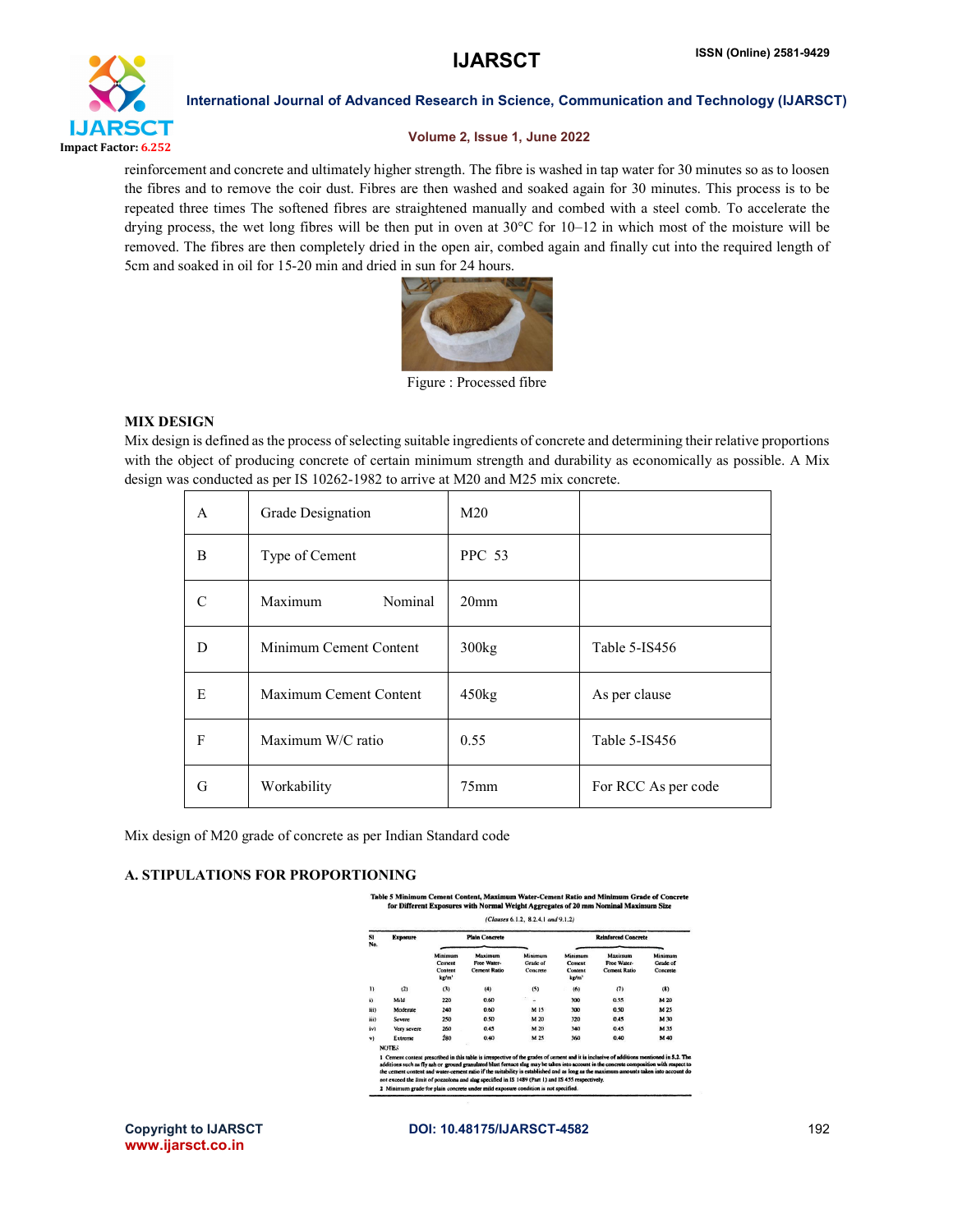reinforcement and concrete and ultimately higher strength. The fibre is washed in tap water for 30 minutes so as to loosen the fibres and to remove the coir dust. Fibres are then washed and soaked again for 30 minutes. This process is to be repeated three times The softened fibres are straightened manually and combed with a steel comb. To accelerate the drying process, the wet long fibres will be then put in oven at 30°C for 10–12 in which most of the moisture will be removed. The fibres are then completely dried in the open air, combed again and finally cut into the required length of 5cm and soaked in oil for 15-20 min and dried in sun for 24 hours.

Figure : Processed fibre

### MIX DESIGN

Mix design is defined as the process of selecting suitable ingredients of concrete and determining their relative proportions with the object of producing concrete of certain minimum strength and durability as economically as possible. A Mix design was conducted as per IS 10262-1982 to arrive at M20 and M25 mix concrete.

| | | | |
|---|---|---|---|
| A | Grade Designation | M20 | |
| B | Type of Cement | PPC 53 | |
| C | Maximum Nominal | 20mm | |
| D | Minimum Cement Content | 300kg | Table 5-IS456 |
| E | Maximum Cement Content | 450kg | As per clause |
| F | Maximum W/C ratio | 0.55 | Table 5-IS456 |
| G | Workability | 75mm | For RCC As per code |

Mix design of M20 grade of concrete as per Indian Standard code

### A. STIPULATIONS FOR PROPORTIONING

**Table 5 Minimum Cement Content, Maximum Water-Cement Ratio and Minimum Grade of Concrete for Different Exposures with Normal Weight Aggregates of 20 mm Nominal Maximum Size**

*(Clauses 6.1.2, 8.2.4.1 and 9.1.2)*

| Sl No. | Exposure | Plain Concrete | | | Reinforced Concrete | | |
|---|---|---|---|---|---|---|---|
| | | Minimum Cement Content kg/m³ | Maximum Free Water-Cement Ratio | Minimum Grade of Concrete | Minimum Cement Content kg/m³ | Maximum Free Water-Cement Ratio | Minimum Grade of Concrete |
| (1) | (2) | (3) | (4) | (5) | (6) | (7) | (8) |
| i) | Mild | 220 | 0.60 | – | 300 | 0.55 | M 20 |
| ii) | Moderate | 240 | 0.60 | M 15 | 300 | 0.50 | M 25 |
| iii) | Severe | 250 | 0.50 | M 20 | 320 | 0.45 | M 30 |
| iv) | Very severe | 260 | 0.45 | M 20 | 340 | 0.45 | M 35 |
| v) | Extreme | 280 | 0.40 | M 25 | 360 | 0.40 | M 40 |

NOTES

1 Cement content prescribed in this table is irrespective of the grades of cement and it is inclusive of additions mentioned in 5.2. The additions such as fly ash or ground granulated blast furnace slag may be taken into account in the concrete composition with respect to the cement content and water-cement ratio if the suitability is established and as long as the maximum amounts taken into account do not exceed the limit of pozzolona and slag specified in IS 1489 (Part 1) and IS 455 respectively.

2 Minimum grade for plain concrete under mild exposure condition is not specified.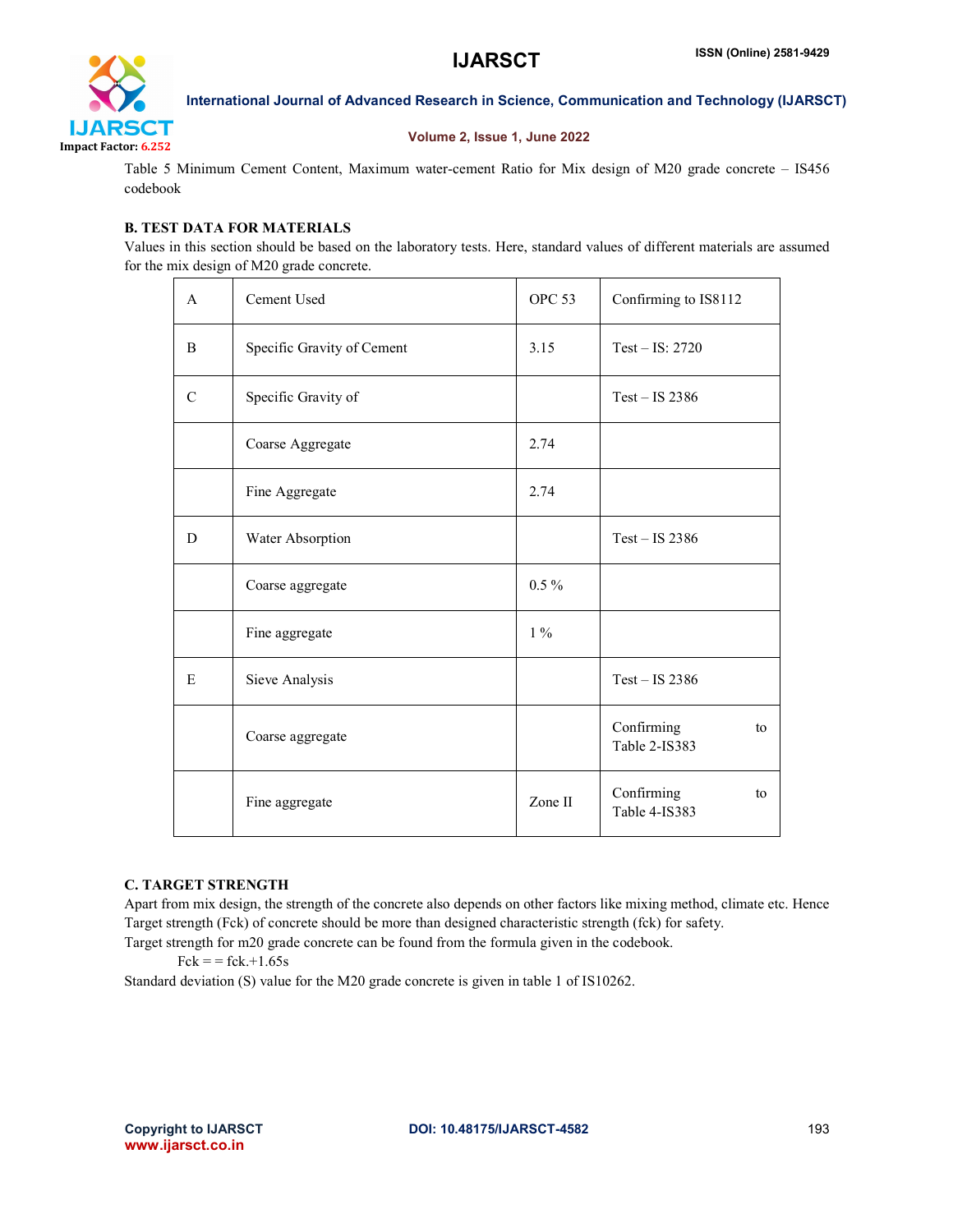Table 5 Minimum Cement Content, Maximum water-cement Ratio for Mix design of M20 grade concrete – IS456 codebook

### B. TEST DATA FOR MATERIALS

Values in this section should be based on the laboratory tests. Here, standard values of different materials are assumed for the mix design of M20 grade concrete.

| A | Cement Used | OPC 53 | Confirming to IS8112 |
|---|---|---|---|
| B | Specific Gravity of Cement | 3.15 | Test – IS: 2720 |
| C | Specific Gravity of | | Test – IS 2386 |
| | Coarse Aggregate | 2.74 | |
| | Fine Aggregate | 2.74 | |
| D | Water Absorption | | Test – IS 2386 |
| | Coarse aggregate | 0.5 % | |
| | Fine aggregate | 1 % | |
| E | Sieve Analysis | | Test – IS 2386 |
| | Coarse aggregate | | Confirming to Table 2-IS383 |
| | Fine aggregate | Zone II | Confirming to Table 4-IS383 |

### C. TARGET STRENGTH

Apart from mix design, the strength of the concrete also depends on other factors like mixing method, climate etc. Hence Target strength (Fck) of concrete should be more than designed characteristic strength (fck) for safety.

Target strength for m20 grade concrete can be found from the formula given in the codebook.

Fck = = fck.+1.65s

Standard deviation (S) value for the M20 grade concrete is given in table 1 of IS10262.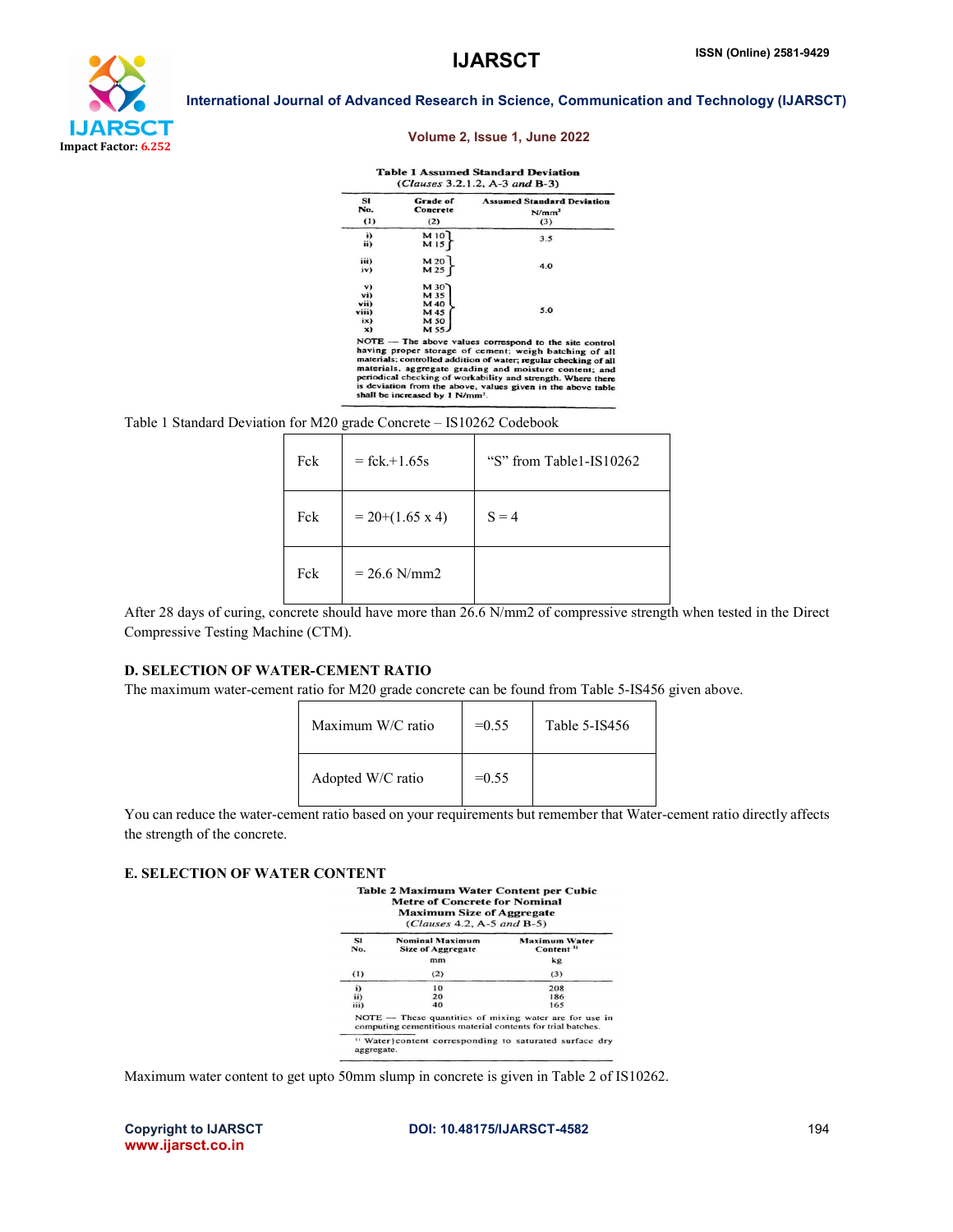**Table 1 Assumed Standard Deviation**
(*Clauses* 3.2.1.2, A-3 *and* B-3)

| Sl No. (1) | Grade of Concrete (2) | Assumed Standard Deviation N/mm² (3) |
|---|---|---|
| i) | M 10 | 3.5 |
| ii) | M 15 | |
| iii) | M 20 | 4.0 |
| iv) | M 25 | |
| v) | M 30 | 5.0 |
| vi) | M 35 | |
| vii) | M 40 | |
| viii) | M 45 | |
| ix) | M 50 | |
| x) | M 55 | |

NOTE — The above values correspond to the site control having proper storage of cement; weigh batching of all materials; controlled addition of water; regular checking of all materials, aggregate grading and moisture content; and periodical checking of workability and strength. Where there is deviation from the above, values given in the above table shall be increased by 1 N/mm².

Table 1 Standard Deviation for M20 grade Concrete – IS10262 Codebook

| Fck | = fck.+1.65s | "S" from Table1-IS10262 |
|---|---|---|
| Fck | = 20+(1.65 x 4) | S = 4 |
| Fck | = 26.6 N/mm2 | |

After 28 days of curing, concrete should have more than 26.6 N/mm2 of compressive strength when tested in the Direct Compressive Testing Machine (CTM).

### D. SELECTION OF WATER-CEMENT RATIO

The maximum water-cement ratio for M20 grade concrete can be found from Table 5-IS456 given above.

| Maximum W/C ratio | =0.55 | Table 5-IS456 |
|---|---|---|
| Adopted W/C ratio | =0.55 | |

You can reduce the water-cement ratio based on your requirements but remember that Water-cement ratio directly affects the strength of the concrete.

### E. SELECTION OF WATER CONTENT

**Table 2 Maximum Water Content per Cubic Metre of Concrete for Nominal Maximum Size of Aggregate**
(*Clauses* 4.2, A-5 *and* B-5)

| Sl No. (1) | Nominal Maximum Size of Aggregate mm (2) | Maximum Water Content [1] kg (3) |
|---|---|---|
| i) | 10 | 208 |
| ii) | 20 | 186 |
| iii) | 40 | 165 |

NOTE — These quantities of mixing water are for use in computing cementitious material contents for trial batches.

[1] Water content corresponding to saturated surface dry aggregate.

Maximum water content to get upto 50mm slump in concrete is given in Table 2 of IS10262.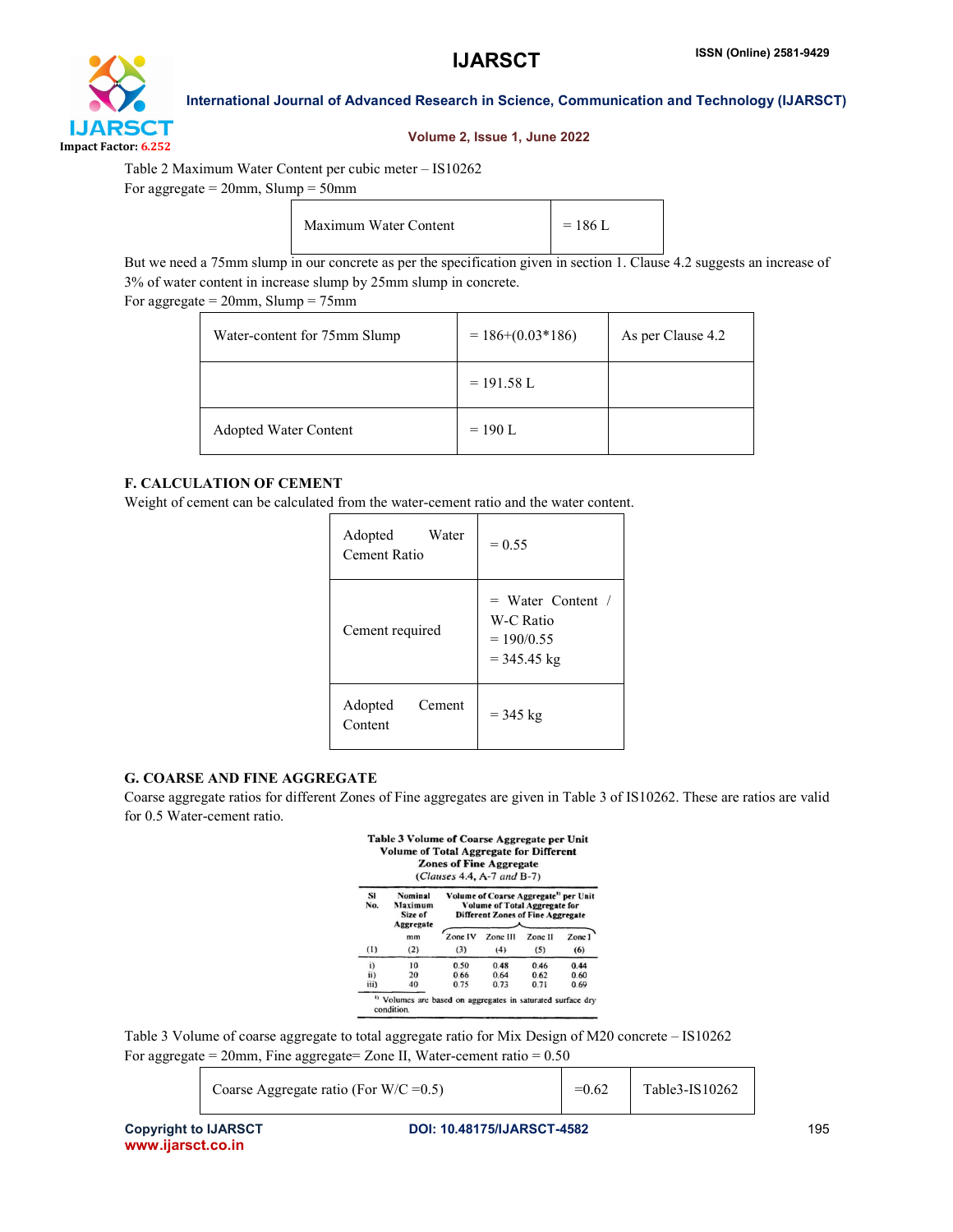Table 2 Maximum Water Content per cubic meter – IS10262

For aggregate = 20mm, Slump = 50mm

| Maximum Water Content | = 186 L |
|---|---|

But we need a 75mm slump in our concrete as per the specification given in section 1. Clause 4.2 suggests an increase of 3% of water content in increase slump by 25mm slump in concrete.

For aggregate = 20mm, Slump = 75mm

| Water-content for 75mm Slump | = 186+(0.03*186) | As per Clause 4.2 |
|---|---|---|
| | = 191.58 L | |
| Adopted Water Content | = 190 L | |

### F. CALCULATION OF CEMENT

Weight of cement can be calculated from the water-cement ratio and the water content.

| Adopted Water Cement Ratio | = 0.55 |
|---|---|
| Cement required | = Water Content / W-C Ratio<br>= 190/0.55<br>= 345.45 kg |
| Adopted Cement Content | = 345 kg |

### G. COARSE AND FINE AGGREGATE

Coarse aggregate ratios for different Zones of Fine aggregates are given in Table 3 of IS10262. These are ratios are valid for 0.5 Water-cement ratio.

**Table 3 Volume of Coarse Aggregate per Unit Volume of Total Aggregate for Different Zones of Fine Aggregate**
(*Clauses* 4.4, A-7 *and* B-7)

| Sl No. | Nominal Maximum Size of Aggregate mm | Volume of Coarse Aggregate[1] per Unit Volume of Total Aggregate for Different Zones of Fine Aggregate | | | |
|---|---|---|---|---|---|
| | | Zone IV | Zone III | Zone II | Zone I |
| (1) | (2) | (3) | (4) | (5) | (6) |
| i) | 10 | 0.50 | 0.48 | 0.46 | 0.44 |
| ii) | 20 | 0.66 | 0.64 | 0.62 | 0.60 |
| iii) | 40 | 0.75 | 0.73 | 0.71 | 0.69 |

[1] Volumes are based on aggregates in saturated surface dry condition.

Table 3 Volume of coarse aggregate to total aggregate ratio for Mix Design of M20 concrete – IS10262

For aggregate = 20mm, Fine aggregate= Zone II, Water-cement ratio = 0.50

| Coarse Aggregate ratio (For W/C =0.5) | =0.62 | Table3-IS10262 |
|---|---|---|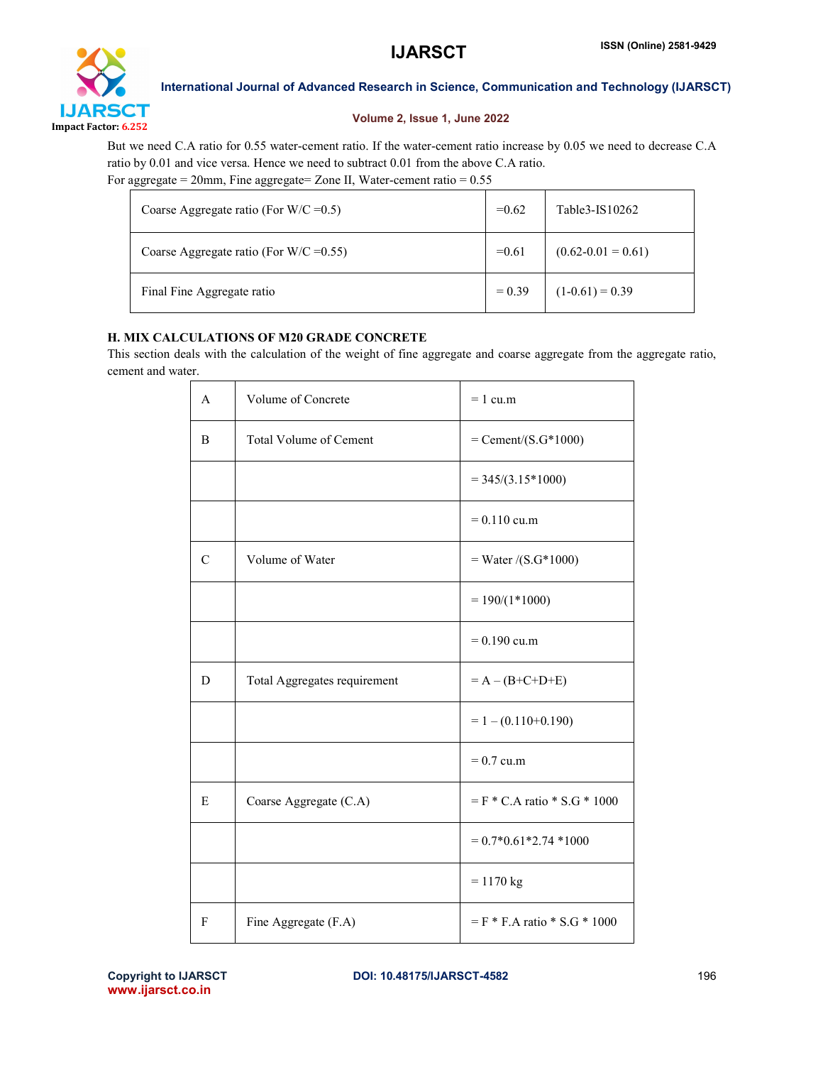But we need C.A ratio for 0.55 water-cement ratio. If the water-cement ratio increase by 0.05 we need to decrease C.A ratio by 0.01 and vice versa. Hence we need to subtract 0.01 from the above C.A ratio.

For aggregate = 20mm, Fine aggregate= Zone II, Water-cement ratio = 0.55

| | | |
|---|---|---|
| Coarse Aggregate ratio (For W/C =0.5) | =0.62 | Table3-IS10262 |
| Coarse Aggregate ratio (For W/C =0.55) | =0.61 | (0.62-0.01 = 0.61) |
| Final Fine Aggregate ratio | = 0.39 | (1-0.61) = 0.39 |

### H. MIX CALCULATIONS OF M20 GRADE CONCRETE

This section deals with the calculation of the weight of fine aggregate and coarse aggregate from the aggregate ratio, cement and water.

| | | |
|---|---|---|
| A | Volume of Concrete | = 1 cu.m |
| B | Total Volume of Cement | = Cement/(S.G*1000) |
| | | = 345/(3.15*1000) |
| | | = 0.110 cu.m |
| C | Volume of Water | = Water /(S.G*1000) |
| | | = 190/(1*1000) |
| | | = 0.190 cu.m |
| D | Total Aggregates requirement | = A – (B+C+D+E) |
| | | = 1 – (0.110+0.190) |
| | | = 0.7 cu.m |
| E | Coarse Aggregate (C.A) | = F * C.A ratio * S.G * 1000 |
| | | = 0.7*0.61*2.74 *1000 |
| | | = 1170 kg |
| F | Fine Aggregate (F.A) | = F * F.A ratio * S.G * 1000 |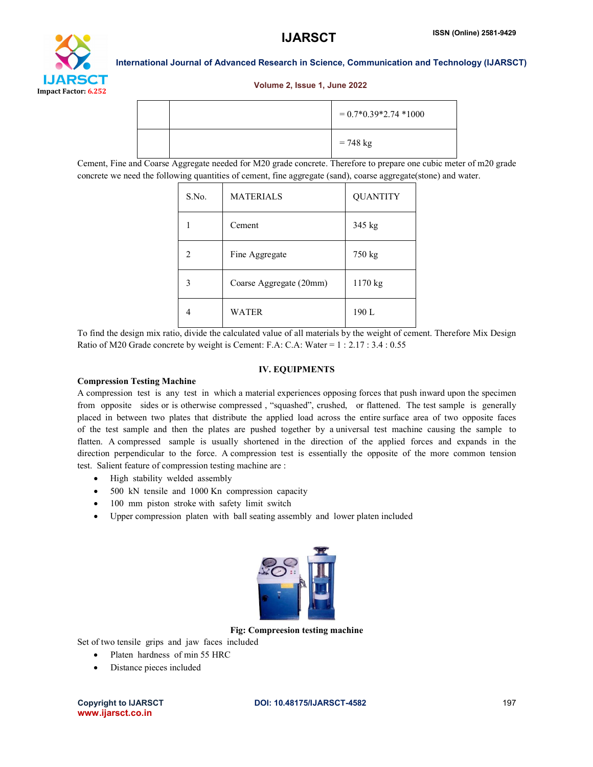|  |  | = 0.7*0.39*2.74 *1000 |
|---|---|---|
|  |  | = 748 kg |

Cement, Fine and Coarse Aggregate needed for M20 grade concrete. Therefore to prepare one cubic meter of m20 grade concrete we need the following quantities of cement, fine aggregate (sand), coarse aggregate(stone) and water.

| S.No. | MATERIALS | QUANTITY |
|---|---|---|
| 1 | Cement | 345 kg |
| 2 | Fine Aggregate | 750 kg |
| 3 | Coarse Aggregate (20mm) | 1170 kg |
| 4 | WATER | 190 L |

To find the design mix ratio, divide the calculated value of all materials by the weight of cement. Therefore Mix Design Ratio of M20 Grade concrete by weight is Cement: F.A: C.A: Water = 1 : 2.17 : 3.4 : 0.55

## IV. EQUIPMENTS

**Compression Testing Machine**

A compression test is any test in which a material experiences opposing forces that push inward upon the specimen from opposite sides or is otherwise compressed , "squashed", crushed, or flattened. The test sample is generally placed in between two plates that distribute the applied load across the entire surface area of two opposite faces of the test sample and then the plates are pushed together by a universal test machine causing the sample to flatten. A compressed sample is usually shortened in the direction of the applied forces and expands in the direction perpendicular to the force. A compression test is essentially the opposite of the more common tension test. Salient feature of compression testing machine are :

- High stability welded assembly
- 500 kN tensile and 1000 Kn compression capacity
- 100 mm piston stroke with safety limit switch
- Upper compression platen with ball seating assembly and lower platen included

**Fig: Compreesion testing machine**

Set of two tensile grips and jaw faces included

- Platen hardness of min 55 HRC
- Distance pieces included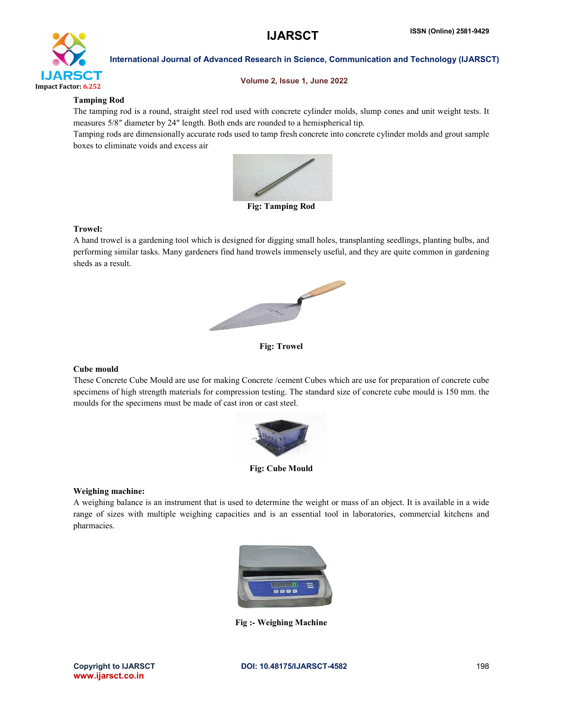**Tamping Rod**

The tamping rod is a round, straight steel rod used with concrete cylinder molds, slump cones and unit weight tests. It measures 5/8″ diameter by 24″ length. Both ends are rounded to a hemispherical tip.

Tamping rods are dimensionally accurate rods used to tamp fresh concrete into concrete cylinder molds and grout sample boxes to eliminate voids and excess air

**Fig: Tamping Rod**

**Trowel:**

A hand trowel is a gardening tool which is designed for digging small holes, transplanting seedlings, planting bulbs, and performing similar tasks. Many gardeners find hand trowels immensely useful, and they are quite common in gardening sheds as a result.

**Fig: Trowel**

**Cube mould**

These Concrete Cube Mould are use for making Concrete /cement Cubes which are use for preparation of concrete cube specimens of high strength materials for compression testing. The standard size of concrete cube mould is 150 mm. the moulds for the specimens must be made of cast iron or cast steel.

**Fig: Cube Mould**

**Weighing machine:**

A weighing balance is an instrument that is used to determine the weight or mass of an object. It is available in a wide range of sizes with multiple weighing capacities and is an essential tool in laboratories, commercial kitchens and pharmacies.

**Fig :- Weighing Machine**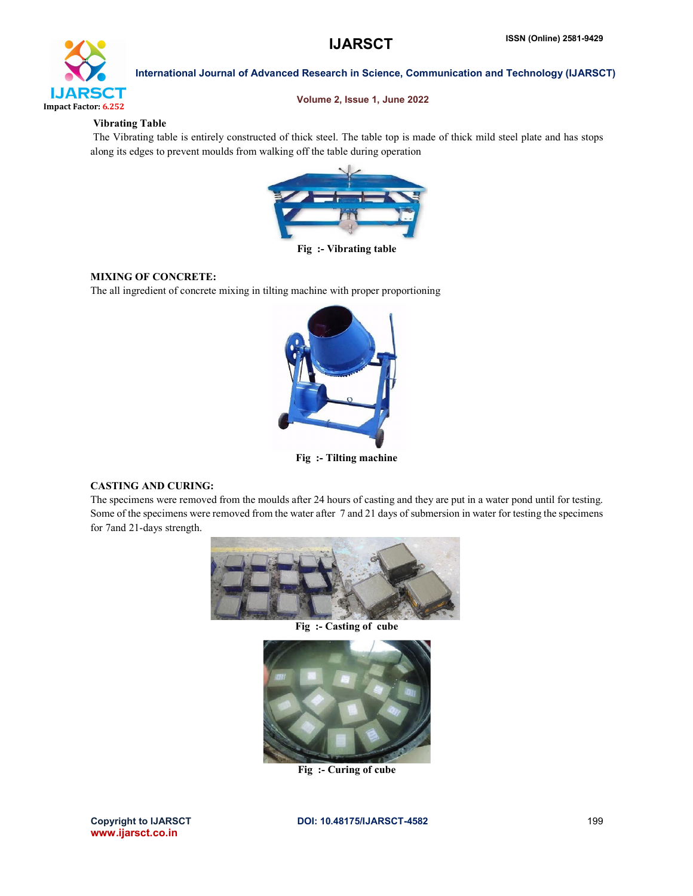### Vibrating Table

The Vibrating table is entirely constructed of thick steel. The table top is made of thick mild steel plate and has stops along its edges to prevent moulds from walking off the table during operation

**Fig :- Vibrating table**

### MIXING OF CONCRETE:

The all ingredient of concrete mixing in tilting machine with proper proportioning

**Fig :- Tilting machine**

### CASTING AND CURING:

The specimens were removed from the moulds after 24 hours of casting and they are put in a water pond until for testing. Some of the specimens were removed from the water after 7 and 21 days of submersion in water for testing the specimens for 7and 21-days strength.

**Fig :- Casting of cube**

**Fig :- Curing of cube**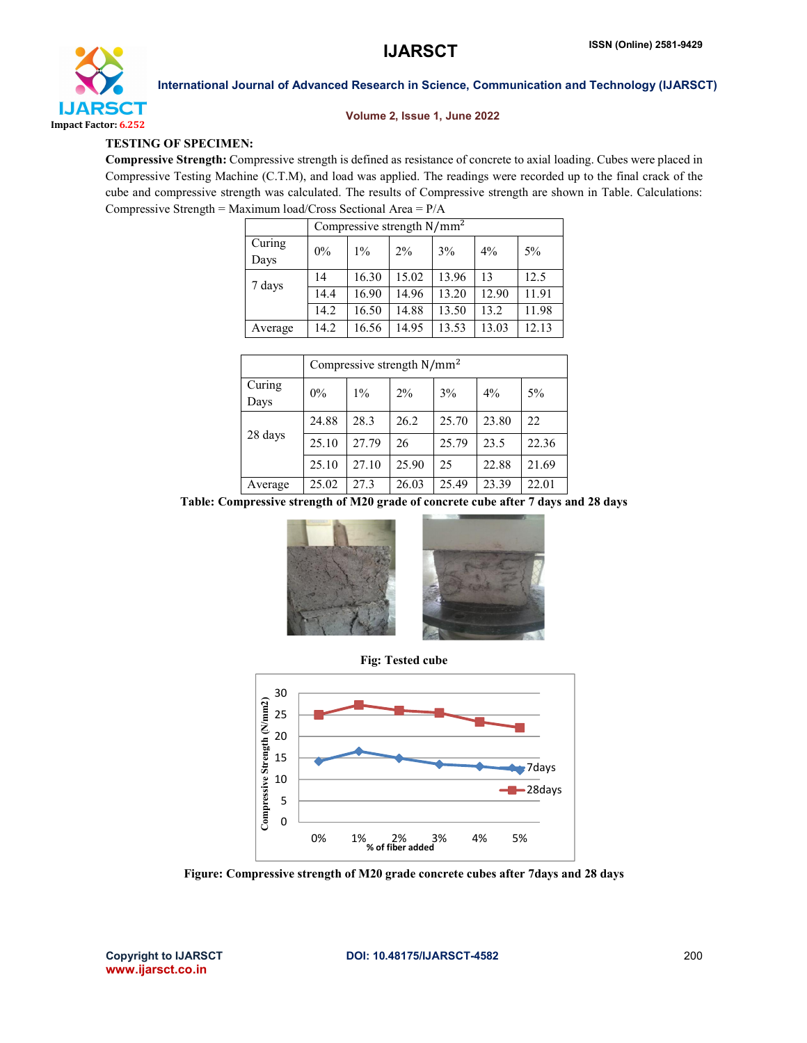**TESTING OF SPECIMEN:**

**Compressive Strength:** Compressive strength is defined as resistance of concrete to axial loading. Cubes were placed in Compressive Testing Machine (C.T.M), and load was applied. The readings were recorded up to the final crack of the cube and compressive strength was calculated. The results of Compressive strength are shown in Table. Calculations: Compressive Strength = Maximum load/Cross Sectional Area = P/A

| | Compressive strength $N/mm^2$ | | | | | |
|---|---|---|---|---|---|---|
| Curing Days | 0% | 1% | 2% | 3% | 4% | 5% |
| 7 days | 14 | 16.30 | 15.02 | 13.96 | 13 | 12.5 |
| | 14.4 | 16.90 | 14.96 | 13.20 | 12.90 | 11.91 |
| | 14.2 | 16.50 | 14.88 | 13.50 | 13.2 | 11.98 |
| Average | 14.2 | 16.56 | 14.95 | 13.53 | 13.03 | 12.13 |

| | Compressive strength $N/mm^2$ | | | | | |
|---|---|---|---|---|---|---|
| Curing Days | 0% | 1% | 2% | 3% | 4% | 5% |
| 28 days | 24.88 | 28.3 | 26.2 | 25.70 | 23.80 | 22 |
| | 25.10 | 27.79 | 26 | 25.79 | 23.5 | 22.36 |
| | 25.10 | 27.10 | 25.90 | 25 | 22.88 | 21.69 |
| Average | 25.02 | 27.3 | 26.03 | 25.49 | 23.39 | 22.01 |

**Table: Compressive strength of M20 grade of concrete cube after 7 days and 28 days**

**Fig: Tested cube**

**Figure: Compressive strength of M20 grade concrete cubes after 7days and 28 days**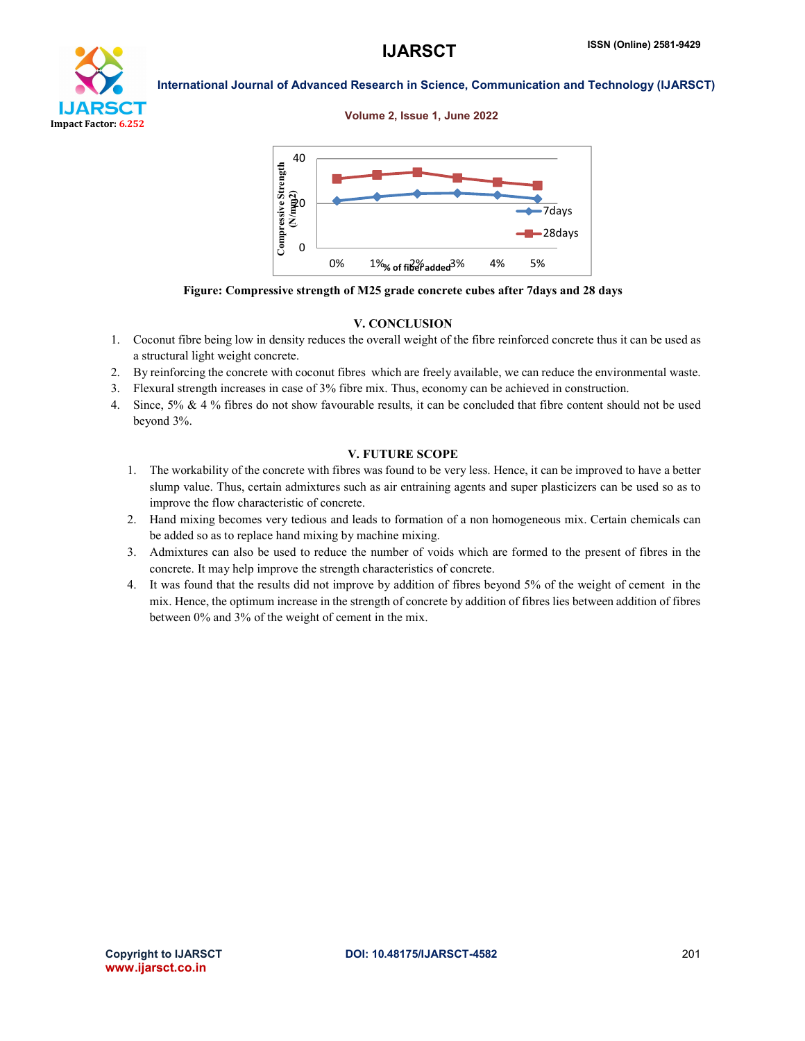40

20

0

Compressive Strength (N/mm2)

0% 1% 2% 3% 4% 5%

% of fiber added

7days

28days

**Figure: Compressive strength of M25 grade concrete cubes after 7days and 28 days**

## V. CONCLUSION

1. Coconut fibre being low in density reduces the overall weight of the fibre reinforced concrete thus it can be used as a structural light weight concrete.
2. By reinforcing the concrete with coconut fibres which are freely available, we can reduce the environmental waste.
3. Flexural strength increases in case of 3% fibre mix. Thus, economy can be achieved in construction.
4. Since, 5% & 4 % fibres do not show favourable results, it can be concluded that fibre content should not be used beyond 3%.

## V. FUTURE SCOPE

1. The workability of the concrete with fibres was found to be very less. Hence, it can be improved to have a better slump value. Thus, certain admixtures such as air entraining agents and super plasticizers can be used so as to improve the flow characteristic of concrete.
2. Hand mixing becomes very tedious and leads to formation of a non homogeneous mix. Certain chemicals can be added so as to replace hand mixing by machine mixing.
3. Admixtures can also be used to reduce the number of voids which are formed to the present of fibres in the concrete. It may help improve the strength characteristics of concrete.
4. It was found that the results did not improve by addition of fibres beyond 5% of the weight of cement in the mix. Hence, the optimum increase in the strength of concrete by addition of fibres lies between addition of fibres between 0% and 3% of the weight of cement in the mix.